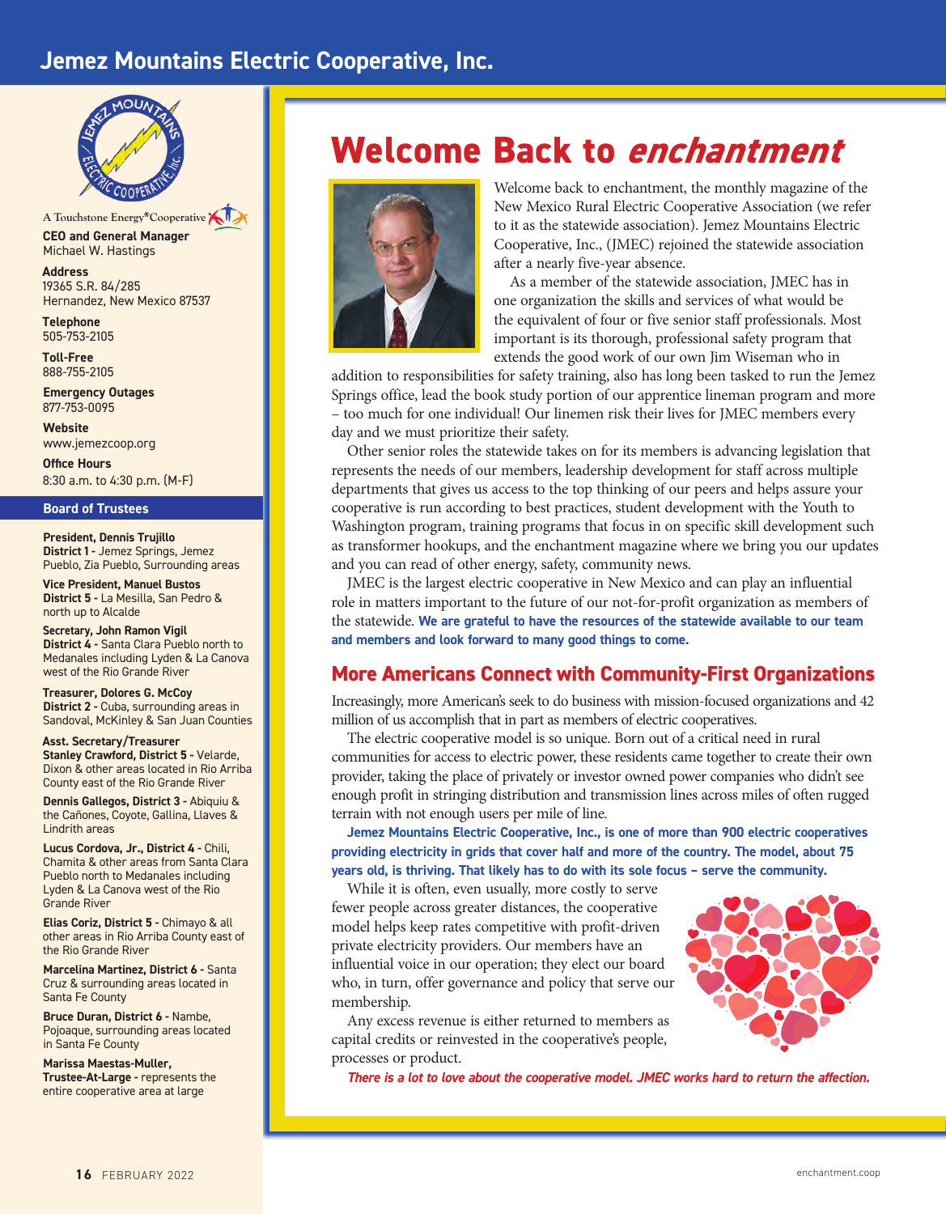# Jemez Mountains Electric Cooperative, Inc.

A Touchstone Energy® Cooperative

**CEO and General Manager**
Michael W. Hastings

**Address**
19365 S.R. 84/285
Hernandez, New Mexico 87537

**Telephone**
505-753-2105

**Toll-Free**
888-755-2105

**Emergency Outages**
877-753-0095

**Website**
www.jemezcoop.org

**Office Hours**
8:30 a.m. to 4:30 p.m. (M-F)

## Board of Trustees

**President, Dennis Trujillo**
**District 1 -** Jemez Springs, Jemez Pueblo, Zia Pueblo, Surrounding areas

**Vice President, Manuel Bustos**
**District 5 -** La Mesilla, San Pedro & north up to Alcalde

**Secretary, John Ramon Vigil**
**District 4 -** Santa Clara Pueblo north to Medanales including Lyden & La Canova west of the Rio Grande River

**Treasurer, Dolores G. McCoy**
**District 2 -** Cuba, surrounding areas in Sandoval, McKinley & San Juan Counties

**Asst. Secretary/Treasurer**
**Stanley Crawford, District 5 -** Velarde, Dixon & other areas located in Rio Arriba County east of the Rio Grande River

**Dennis Gallegos, District 3 -** Abiquiu & the Cañones, Coyote, Gallina, Llaves & Lindrith areas

**Lucus Cordova, Jr., District 4 -** Chili, Chamita & other areas from Santa Clara Pueblo north to Medanales including Lyden & La Canova west of the Rio Grande River

**Elias Coriz, District 5 -** Chimayo & all other areas in Rio Arriba County east of the Rio Grande River

**Marcelina Martinez, District 6 -** Santa Cruz & surrounding areas located in Santa Fe County

**Bruce Duran, District 6 -** Nambe, Pojoaque, surrounding areas located in Santa Fe County

**Marissa Maestas-Muller, Trustee-At-Large -** represents the entire cooperative area at large

# Welcome Back to *enchantment*

Welcome back to enchantment, the monthly magazine of the New Mexico Rural Electric Cooperative Association (we refer to it as the statewide association). Jemez Mountains Electric Cooperative, Inc., (JMEC) rejoined the statewide association after a nearly five-year absence.

As a member of the statewide association, JMEC has in one organization the skills and services of what would be the equivalent of four or five senior staff professionals. Most important is its thorough, professional safety program that extends the good work of our own Jim Wiseman who in addition to responsibilities for safety training, also has long been tasked to run the Jemez Springs office, lead the book study portion of our apprentice lineman program and more – too much for one individual! Our linemen risk their lives for JMEC members every day and we must prioritize their safety.

Other senior roles the statewide takes on for its members is advancing legislation that represents the needs of our members, leadership development for staff across multiple departments that gives us access to the top thinking of our peers and helps assure your cooperative is run according to best practices, student development with the Youth to Washington program, training programs that focus in on specific skill development such as transformer hookups, and the enchantment magazine where we bring you our updates and you can read of other energy, safety, community news.

JMEC is the largest electric cooperative in New Mexico and can play an influential role in matters important to the future of our not-for-profit organization as members of the statewide. **We are grateful to have the resources of the statewide available to our team and members and look forward to many good things to come.**

## More Americans Connect with Community-First Organizations

Increasingly, more American's seek to do business with mission-focused organizations and 42 million of us accomplish that in part as members of electric cooperatives.

The electric cooperative model is so unique. Born out of a critical need in rural communities for access to electric power, these residents came together to create their own provider, taking the place of privately or investor owned power companies who didn't see enough profit in stringing distribution and transmission lines across miles of often rugged terrain with not enough users per mile of line.

**Jemez Mountains Electric Cooperative, Inc., is one of more than 900 electric cooperatives providing electricity in grids that cover half and more of the country. The model, about 75 years old, is thriving. That likely has to do with its sole focus – serve the community.**

While it is often, even usually, more costly to serve fewer people across greater distances, the cooperative model helps keep rates competitive with profit-driven private electricity providers. Our members have an influential voice in our operation; they elect our board who, in turn, offer governance and policy that serve our membership.

Any excess revenue is either returned to members as capital credits or reinvested in the cooperative's people, processes or product.

***There is a lot to love about the cooperative model. JMEC works hard to return the affection.***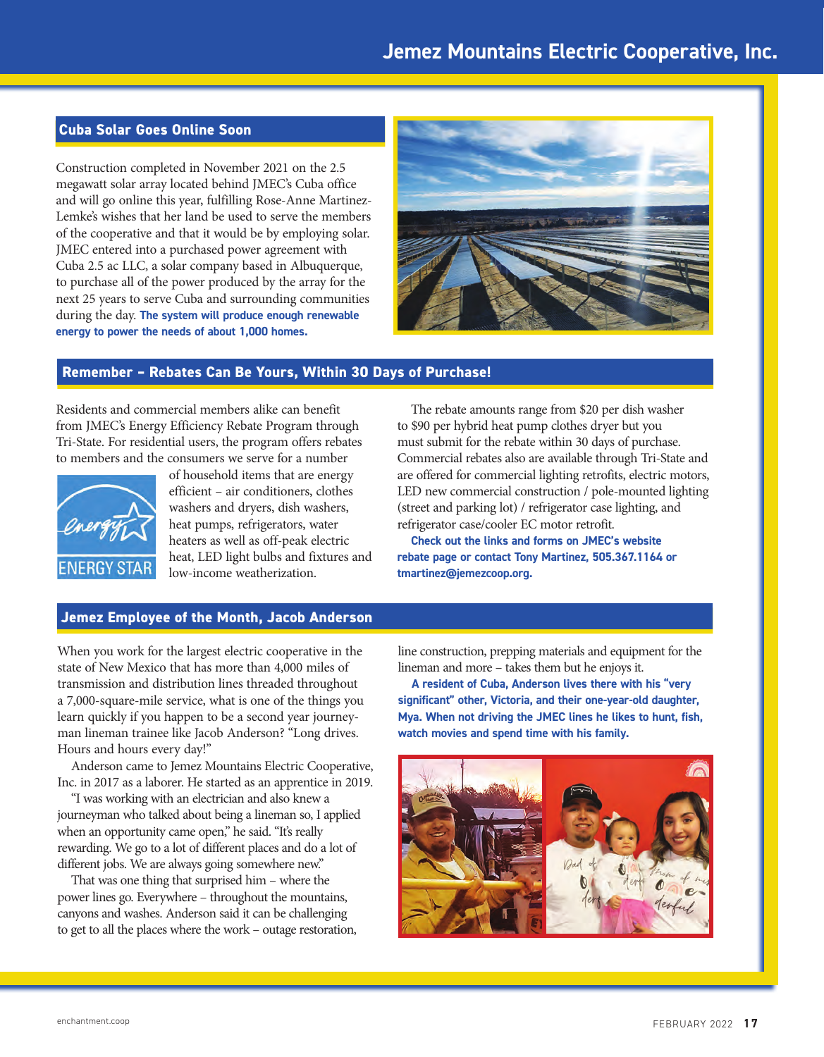# Jemez Mountains Electric Cooperative, Inc.

## Cuba Solar Goes Online Soon

Construction completed in November 2021 on the 2.5 megawatt solar array located behind JMEC's Cuba office and will go online this year, fulfilling Rose-Anne Martinez-Lemke's wishes that her land be used to serve the members of the cooperative and that it would be by employing solar. JMEC entered into a purchased power agreement with Cuba 2.5 ac LLC, a solar company based in Albuquerque, to purchase all of the power produced by the array for the next 25 years to serve Cuba and surrounding communities during the day. **The system will produce enough renewable energy to power the needs of about 1,000 homes.**

## Remember – Rebates Can Be Yours, Within 30 Days of Purchase!

Residents and commercial members alike can benefit from JMEC's Energy Efficiency Rebate Program through Tri-State. For residential users, the program offers rebates to members and the consumers we serve for a number of household items that are energy efficient – air conditioners, clothes washers and dryers, dish washers, heat pumps, refrigerators, water heaters as well as off-peak electric heat, LED light bulbs and fixtures and low-income weatherization.

ENERGY STAR

The rebate amounts range from $20 per dish washer to $90 per hybrid heat pump clothes dryer but you must submit for the rebate within 30 days of purchase. Commercial rebates also are available through Tri-State and are offered for commercial lighting retrofits, electric motors, LED new commercial construction / pole-mounted lighting (street and parking lot) / refrigerator case lighting, and refrigerator case/cooler EC motor retrofit.

**Check out the links and forms on JMEC's website rebate page or contact Tony Martinez, 505.367.1164 or tmartinez@jemezcoop.org.**

## Jemez Employee of the Month, Jacob Anderson

When you work for the largest electric cooperative in the state of New Mexico that has more than 4,000 miles of transmission and distribution lines threaded throughout a 7,000-square-mile service, what is one of the things you learn quickly if you happen to be a second year journeyman lineman trainee like Jacob Anderson? "Long drives. Hours and hours every day!"

Anderson came to Jemez Mountains Electric Cooperative, Inc. in 2017 as a laborer. He started as an apprentice in 2019.

"I was working with an electrician and also knew a journeyman who talked about being a lineman so, I applied when an opportunity came open," he said. "It's really rewarding. We go to a lot of different places and do a lot of different jobs. We are always going somewhere new."

That was one thing that surprised him – where the power lines go. Everywhere – throughout the mountains, canyons and washes. Anderson said it can be challenging to get to all the places where the work – outage restoration, line construction, prepping materials and equipment for the lineman and more – takes them but he enjoys it.

**A resident of Cuba, Anderson lives there with his "very significant" other, Victoria, and their one-year-old daughter, Mya. When not driving the JMEC lines he likes to hunt, fish, watch movies and spend time with his family.**